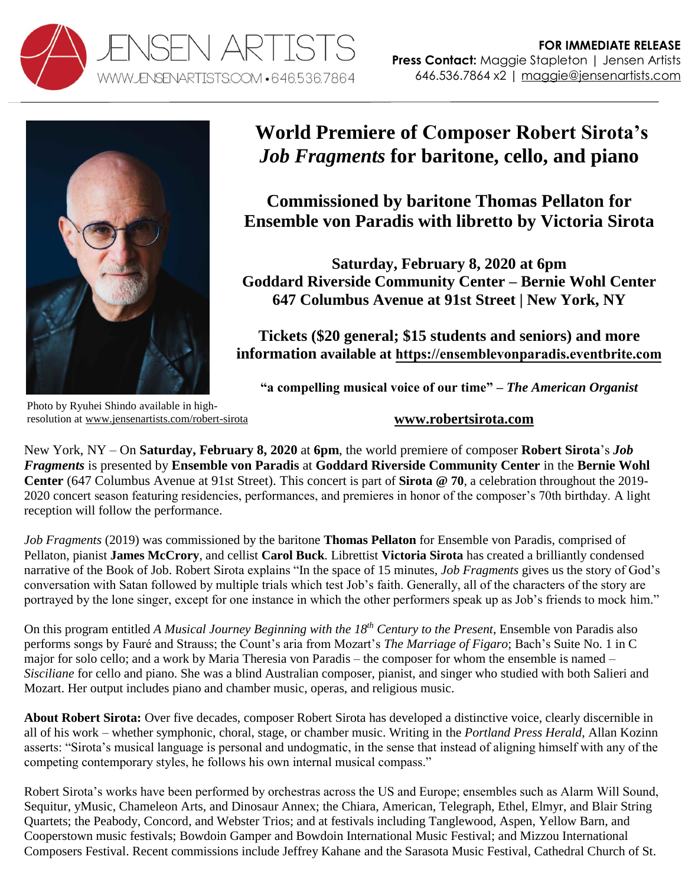JENSEN ARTISTS
WWW.JENSENARTISTS.COM • 646.536.7864

**FOR IMMEDIATE RELEASE**
**Press Contact:** Maggie Stapleton | Jensen Artists
646.536.7864 x2 | maggie@jensenartists.com

# World Premiere of Composer Robert Sirota's *Job Fragments* for baritone, cello, and piano

## Commissioned by baritone Thomas Pellaton for Ensemble von Paradis with libretto by Victoria Sirota

**Saturday, February 8, 2020 at 6pm**
**Goddard Riverside Community Center – Bernie Wohl Center**
**647 Columbus Avenue at 91st Street | New York, NY**

**Tickets ($20 general; $15 students and seniors) and more information available at https://ensemblevonparadis.eventbrite.com**

**"a compelling musical voice of our time" – *The American Organist***

Photo by Ryuhei Shindo available in high-resolution at www.jensenartists.com/robert-sirota

**www.robertsirota.com**

New York, NY – On **Saturday, February 8, 2020** at **6pm**, the world premiere of composer **Robert Sirota**'s ***Job Fragments*** is presented by **Ensemble von Paradis** at **Goddard Riverside Community Center** in the **Bernie Wohl Center** (647 Columbus Avenue at 91st Street). This concert is part of **Sirota @ 70**, a celebration throughout the 2019-2020 concert season featuring residencies, performances, and premieres in honor of the composer's 70th birthday. A light reception will follow the performance.

*Job Fragments* (2019) was commissioned by the baritone **Thomas Pellaton** for Ensemble von Paradis, comprised of Pellaton, pianist **James McCrory**, and cellist **Carol Buck**. Librettist **Victoria Sirota** has created a brilliantly condensed narrative of the Book of Job. Robert Sirota explains "In the space of 15 minutes, *Job Fragments* gives us the story of God's conversation with Satan followed by multiple trials which test Job's faith. Generally, all of the characters of the story are portrayed by the lone singer, except for one instance in which the other performers speak up as Job's friends to mock him."

On this program entitled *A Musical Journey Beginning with the 18th Century to the Present*, Ensemble von Paradis also performs songs by Fauré and Strauss; the Count's aria from Mozart's *The Marriage of Figaro*; Bach's Suite No. 1 in C major for solo cello; and a work by Maria Theresia von Paradis – the composer for whom the ensemble is named – *Sisciliane* for cello and piano. She was a blind Australian composer, pianist, and singer who studied with both Salieri and Mozart. Her output includes piano and chamber music, operas, and religious music.

**About Robert Sirota:** Over five decades, composer Robert Sirota has developed a distinctive voice, clearly discernible in all of his work – whether symphonic, choral, stage, or chamber music. Writing in the *Portland Press Herald*, Allan Kozinn asserts: "Sirota's musical language is personal and undogmatic, in the sense that instead of aligning himself with any of the competing contemporary styles, he follows his own internal musical compass."

Robert Sirota's works have been performed by orchestras across the US and Europe; ensembles such as Alarm Will Sound, Sequitur, yMusic, Chameleon Arts, and Dinosaur Annex; the Chiara, American, Telegraph, Ethel, Elmyr, and Blair String Quartets; the Peabody, Concord, and Webster Trios; and at festivals including Tanglewood, Aspen, Yellow Barn, and Cooperstown music festivals; Bowdoin Gamper and Bowdoin International Music Festival; and Mizzou International Composers Festival. Recent commissions include Jeffrey Kahane and the Sarasota Music Festival, Cathedral Church of St.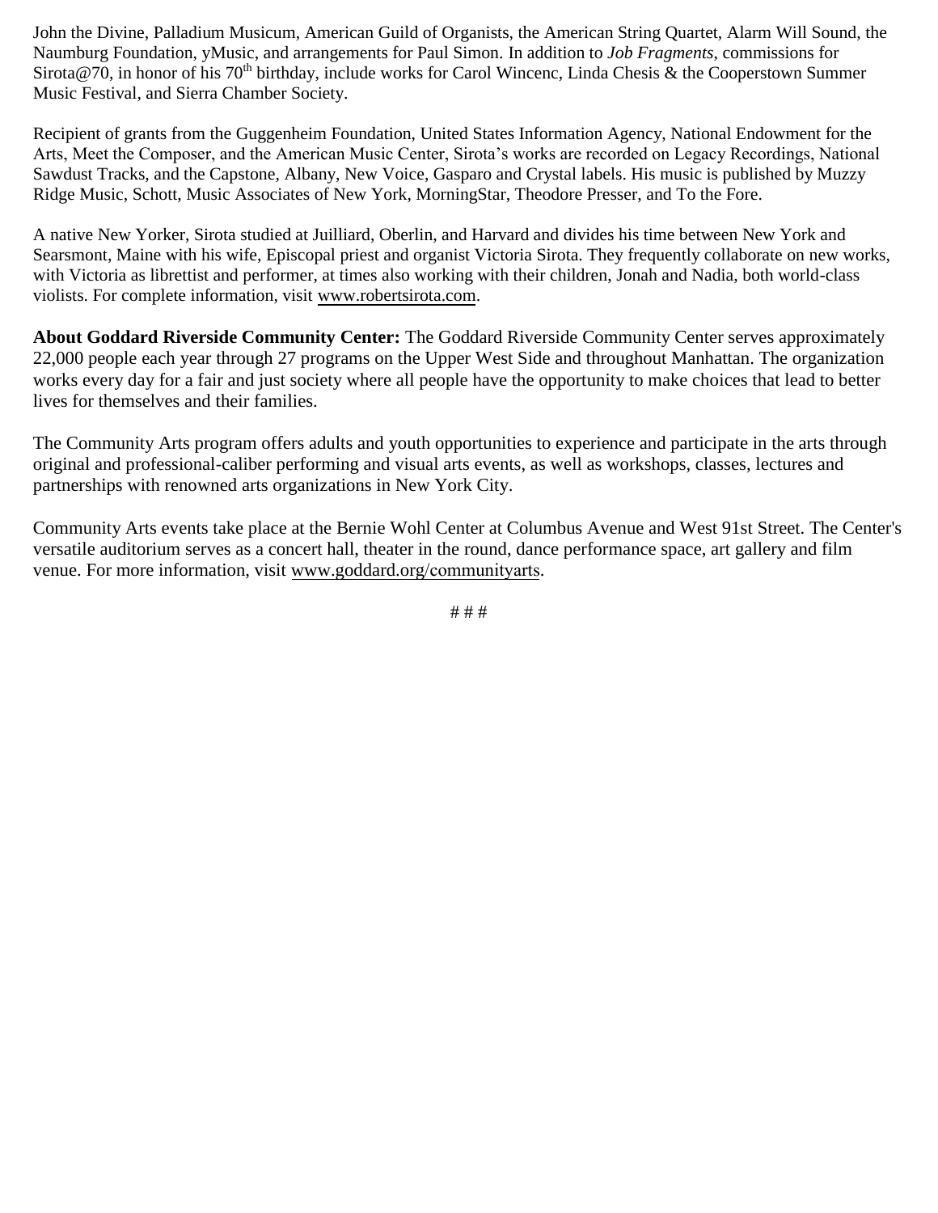John the Divine, Palladium Musicum, American Guild of Organists, the American String Quartet, Alarm Will Sound, the Naumburg Foundation, yMusic, and arrangements for Paul Simon. In addition to *Job Fragments*, commissions for Sirota@70, in honor of his 70th birthday, include works for Carol Wincenc, Linda Chesis & the Cooperstown Summer Music Festival, and Sierra Chamber Society.

Recipient of grants from the Guggenheim Foundation, United States Information Agency, National Endowment for the Arts, Meet the Composer, and the American Music Center, Sirota's works are recorded on Legacy Recordings, National Sawdust Tracks, and the Capstone, Albany, New Voice, Gasparo and Crystal labels. His music is published by Muzzy Ridge Music, Schott, Music Associates of New York, MorningStar, Theodore Presser, and To the Fore.

A native New Yorker, Sirota studied at Juilliard, Oberlin, and Harvard and divides his time between New York and Searsmont, Maine with his wife, Episcopal priest and organist Victoria Sirota. They frequently collaborate on new works, with Victoria as librettist and performer, at times also working with their children, Jonah and Nadia, both world-class violists. For complete information, visit www.robertsirota.com.

**About Goddard Riverside Community Center:** The Goddard Riverside Community Center serves approximately 22,000 people each year through 27 programs on the Upper West Side and throughout Manhattan. The organization works every day for a fair and just society where all people have the opportunity to make choices that lead to better lives for themselves and their families.

The Community Arts program offers adults and youth opportunities to experience and participate in the arts through original and professional-caliber performing and visual arts events, as well as workshops, classes, lectures and partnerships with renowned arts organizations in New York City.

Community Arts events take place at the Bernie Wohl Center at Columbus Avenue and West 91st Street. The Center's versatile auditorium serves as a concert hall, theater in the round, dance performance space, art gallery and film venue. For more information, visit www.goddard.org/communityarts.

# # #